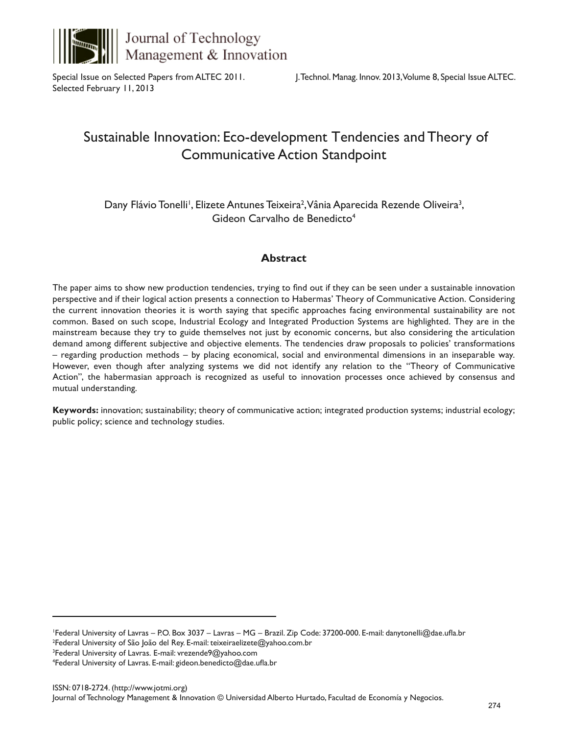Special Issue on Selected Papers from ALTEC 2011.
Selected February 11, 2013

# Sustainable Innovation: Eco-development Tendencies and Theory of Communicative Action Standpoint

Dany Flávio Tonelli[1], Elizete Antunes Teixeira[2], Vânia Aparecida Rezende Oliveira[3], Gideon Carvalho de Benedicto[4]

## Abstract

The paper aims to show new production tendencies, trying to find out if they can be seen under a sustainable innovation perspective and if their logical action presents a connection to Habermas' Theory of Communicative Action. Considering the current innovation theories it is worth saying that specific approaches facing environmental sustainability are not common. Based on such scope, Industrial Ecology and Integrated Production Systems are highlighted. They are in the mainstream because they try to guide themselves not just by economic concerns, but also considering the articulation demand among different subjective and objective elements. The tendencies draw proposals to policies' transformations – regarding production methods – by placing economical, social and environmental dimensions in an inseparable way. However, even though after analyzing systems we did not identify any relation to the "Theory of Communicative Action", the habermasian approach is recognized as useful to innovation processes once achieved by consensus and mutual understanding.

**Keywords:** innovation; sustainability; theory of communicative action; integrated production systems; industrial ecology; public policy; science and technology studies.

---

[1]Federal University of Lavras – P.O. Box 3037 – Lavras – MG – Brazil. Zip Code: 37200-000. E-mail: danytonelli@dae.ufla.br
[2]Federal University of São João del Rey. E-mail: teixeiraelizete@yahoo.com.br
[3]Federal University of Lavras. E-mail: vrezende9@yahoo.com
[4]Federal University of Lavras. E-mail: gideon.benedicto@dae.ufla.br

ISSN: 0718-2724. (http://www.jotmi.org)
Journal of Technology Management & Innovation © Universidad Alberto Hurtado, Facultad de Economía y Negocios.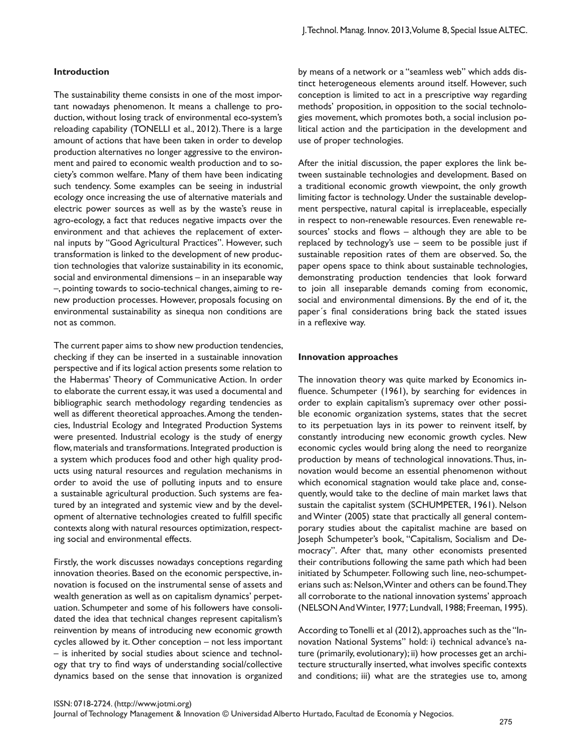## Introduction

The sustainability theme consists in one of the most important nowadays phenomenon. It means a challenge to production, without losing track of environmental eco-system's reloading capability (TONELLI et al., 2012). There is a large amount of actions that have been taken in order to develop production alternatives no longer aggressive to the environment and paired to economic wealth production and to society's common welfare. Many of them have been indicating such tendency. Some examples can be seeing in industrial ecology once increasing the use of alternative materials and electric power sources as well as by the waste's reuse in agro-ecology, a fact that reduces negative impacts over the environment and that achieves the replacement of external inputs by "Good Agricultural Practices". However, such transformation is linked to the development of new production technologies that valorize sustainability in its economic, social and environmental dimensions – in an inseparable way –, pointing towards to socio-technical changes, aiming to renew production processes. However, proposals focusing on environmental sustainability as sinequa non conditions are not as common.

The current paper aims to show new production tendencies, checking if they can be inserted in a sustainable innovation perspective and if its logical action presents some relation to the Habermas' Theory of Communicative Action. In order to elaborate the current essay, it was used a documental and bibliographic search methodology regarding tendencies as well as different theoretical approaches. Among the tendencies, Industrial Ecology and Integrated Production Systems were presented. Industrial ecology is the study of energy flow, materials and transformations. Integrated production is a system which produces food and other high quality products using natural resources and regulation mechanisms in order to avoid the use of polluting inputs and to ensure a sustainable agricultural production. Such systems are featured by an integrated and systemic view and by the development of alternative technologies created to fulfill specific contexts along with natural resources optimization, respecting social and environmental effects.

Firstly, the work discusses nowadays conceptions regarding innovation theories. Based on the economic perspective, innovation is focused on the instrumental sense of assets and wealth generation as well as on capitalism dynamics' perpetuation. Schumpeter and some of his followers have consolidated the idea that technical changes represent capitalism's reinvention by means of introducing new economic growth cycles allowed by it. Other conception – not less important – is inherited by social studies about science and technology that try to find ways of understanding social/collective dynamics based on the sense that innovation is organized by means of a network or a "seamless web" which adds distinct heterogeneous elements around itself. However, such conception is limited to act in a prescriptive way regarding methods' proposition, in opposition to the social technologies movement, which promotes both, a social inclusion political action and the participation in the development and use of proper technologies.

After the initial discussion, the paper explores the link between sustainable technologies and development. Based on a traditional economic growth viewpoint, the only growth limiting factor is technology. Under the sustainable development perspective, natural capital is irreplaceable, especially in respect to non-renewable resources. Even renewable resources' stocks and flows – although they are able to be replaced by technology's use – seem to be possible just if sustainable reposition rates of them are observed. So, the paper opens space to think about sustainable technologies, demonstrating production tendencies that look forward to join all inseparable demands coming from economic, social and environmental dimensions. By the end of it, the paper´s final considerations bring back the stated issues in a reflexive way.

## Innovation approaches

The innovation theory was quite marked by Economics influence. Schumpeter (1961), by searching for evidences in order to explain capitalism's supremacy over other possible economic organization systems, states that the secret to its perpetuation lays in its power to reinvent itself, by constantly introducing new economic growth cycles. New economic cycles would bring along the need to reorganize production by means of technological innovations. Thus, innovation would become an essential phenomenon without which economical stagnation would take place and, consequently, would take to the decline of main market laws that sustain the capitalist system (SCHUMPETER, 1961). Nelson and Winter (2005) state that practically all general contemporary studies about the capitalist machine are based on Joseph Schumpeter's book, "Capitalism, Socialism and Democracy". After that, many other economists presented their contributions following the same path which had been initiated by Schumpeter. Following such line, neo-schumpeterians such as: Nelson, Winter and others can be found. They all corroborate to the national innovation systems' approach (NELSON And Winter, 1977; Lundvall, 1988; Freeman, 1995).

According to Tonelli et al (2012), approaches such as the "Innovation National Systems" hold: i) technical advance's nature (primarily, evolutionary); ii) how processes get an architecture structurally inserted, what involves specific contexts and conditions; iii) what are the strategies use to, among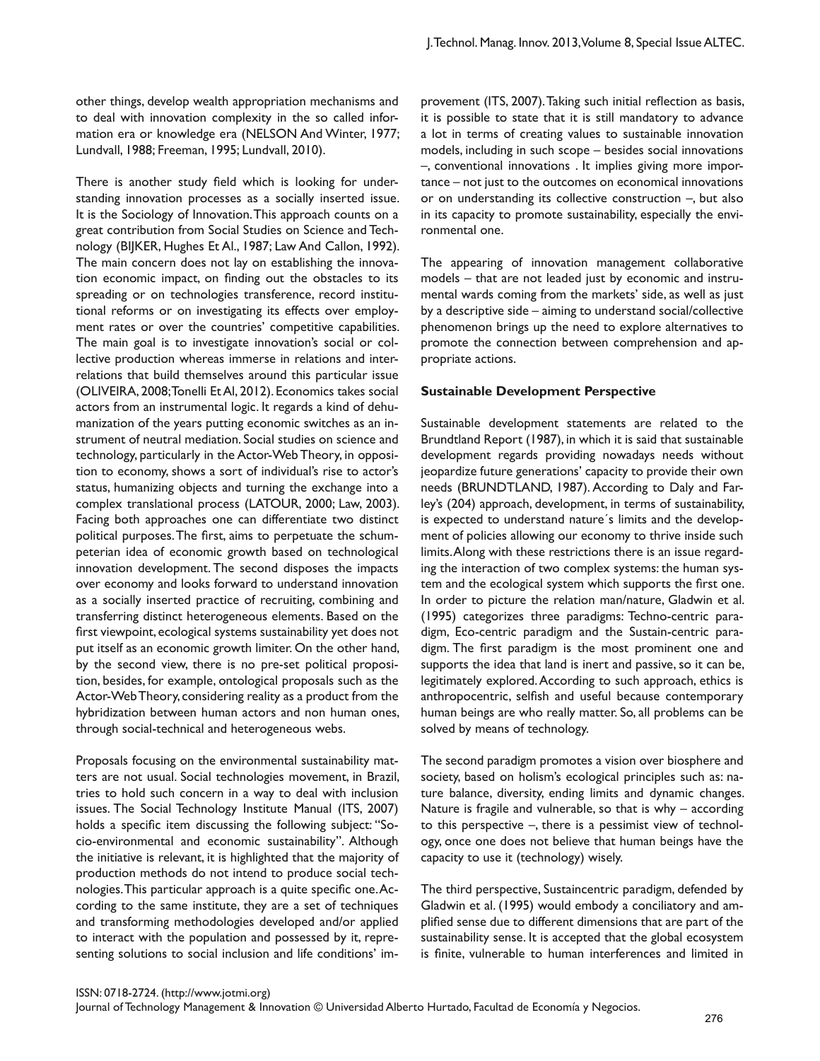other things, develop wealth appropriation mechanisms and to deal with innovation complexity in the so called information era or knowledge era (NELSON And Winter, 1977; Lundvall, 1988; Freeman, 1995; Lundvall, 2010).

There is another study field which is looking for understanding innovation processes as a socially inserted issue. It is the Sociology of Innovation. This approach counts on a great contribution from Social Studies on Science and Technology (BIJKER, Hughes Et Al., 1987; Law And Callon, 1992). The main concern does not lay on establishing the innovation economic impact, on finding out the obstacles to its spreading or on technologies transference, record institutional reforms or on investigating its effects over employment rates or over the countries' competitive capabilities. The main goal is to investigate innovation's social or collective production whereas immerse in relations and interrelations that build themselves around this particular issue (OLIVEIRA, 2008; Tonelli Et Al, 2012). Economics takes social actors from an instrumental logic. It regards a kind of dehumanization of the years putting economic switches as an instrument of neutral mediation. Social studies on science and technology, particularly in the Actor-Web Theory, in opposition to economy, shows a sort of individual's rise to actor's status, humanizing objects and turning the exchange into a complex translational process (LATOUR, 2000; Law, 2003). Facing both approaches one can differentiate two distinct political purposes. The first, aims to perpetuate the schumpeterian idea of economic growth based on technological innovation development. The second disposes the impacts over economy and looks forward to understand innovation as a socially inserted practice of recruiting, combining and transferring distinct heterogeneous elements. Based on the first viewpoint, ecological systems sustainability yet does not put itself as an economic growth limiter. On the other hand, by the second view, there is no pre-set political proposition, besides, for example, ontological proposals such as the Actor-Web Theory, considering reality as a product from the hybridization between human actors and non human ones, through social-technical and heterogeneous webs.

Proposals focusing on the environmental sustainability matters are not usual. Social technologies movement, in Brazil, tries to hold such concern in a way to deal with inclusion issues. The Social Technology Institute Manual (ITS, 2007) holds a specific item discussing the following subject: "Socio-environmental and economic sustainability". Although the initiative is relevant, it is highlighted that the majority of production methods do not intend to produce social technologies. This particular approach is a quite specific one. According to the same institute, they are a set of techniques and transforming methodologies developed and/or applied to interact with the population and possessed by it, representing solutions to social inclusion and life conditions' improvement (ITS, 2007). Taking such initial reflection as basis, it is possible to state that it is still mandatory to advance a lot in terms of creating values to sustainable innovation models, including in such scope – besides social innovations –, conventional innovations . It implies giving more importance – not just to the outcomes on economical innovations or on understanding its collective construction –, but also in its capacity to promote sustainability, especially the environmental one.

The appearing of innovation management collaborative models – that are not leaded just by economic and instrumental wards coming from the markets' side, as well as just by a descriptive side – aiming to understand social/collective phenomenon brings up the need to explore alternatives to promote the connection between comprehension and appropriate actions.

**Sustainable Development Perspective**

Sustainable development statements are related to the Brundtland Report (1987), in which it is said that sustainable development regards providing nowadays needs without jeopardize future generations' capacity to provide their own needs (BRUNDTLAND, 1987). According to Daly and Farley's (204) approach, development, in terms of sustainability, is expected to understand nature´s limits and the development of policies allowing our economy to thrive inside such limits. Along with these restrictions there is an issue regarding the interaction of two complex systems: the human system and the ecological system which supports the first one. In order to picture the relation man/nature, Gladwin et al. (1995) categorizes three paradigms: Techno-centric paradigm, Eco-centric paradigm and the Sustain-centric paradigm. The first paradigm is the most prominent one and supports the idea that land is inert and passive, so it can be, legitimately explored. According to such approach, ethics is anthropocentric, selfish and useful because contemporary human beings are who really matter. So, all problems can be solved by means of technology.

The second paradigm promotes a vision over biosphere and society, based on holism's ecological principles such as: nature balance, diversity, ending limits and dynamic changes. Nature is fragile and vulnerable, so that is why – according to this perspective –, there is a pessimist view of technology, once one does not believe that human beings have the capacity to use it (technology) wisely.

The third perspective, Sustaincentric paradigm, defended by Gladwin et al. (1995) would embody a conciliatory and amplified sense due to different dimensions that are part of the sustainability sense. It is accepted that the global ecosystem is finite, vulnerable to human interferences and limited in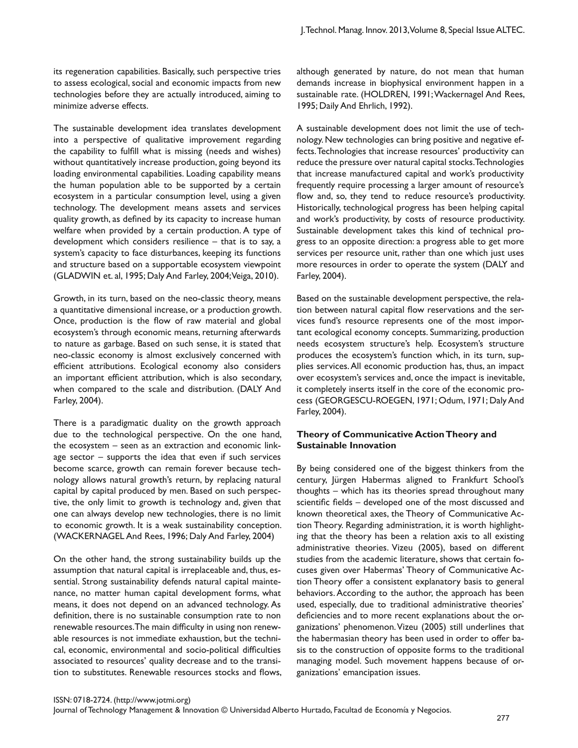its regeneration capabilities. Basically, such perspective tries to assess ecological, social and economic impacts from new technologies before they are actually introduced, aiming to minimize adverse effects.

The sustainable development idea translates development into a perspective of qualitative improvement regarding the capability to fulfill what is missing (needs and wishes) without quantitatively increase production, going beyond its loading environmental capabilities. Loading capability means the human population able to be supported by a certain ecosystem in a particular consumption level, using a given technology. The development means assets and services quality growth, as defined by its capacity to increase human welfare when provided by a certain production. A type of development which considers resilience – that is to say, a system's capacity to face disturbances, keeping its functions and structure based on a supportable ecosystem viewpoint (GLADWIN et. al, 1995; Daly And Farley, 2004; Veiga, 2010).

Growth, in its turn, based on the neo-classic theory, means a quantitative dimensional increase, or a production growth. Once, production is the flow of raw material and global ecosystem's through economic means, returning afterwards to nature as garbage. Based on such sense, it is stated that neo-classic economy is almost exclusively concerned with efficient attributions. Ecological economy also considers an important efficient attribution, which is also secondary, when compared to the scale and distribution. (DALY And Farley, 2004).

There is a paradigmatic duality on the growth approach due to the technological perspective. On the one hand, the ecosystem – seen as an extraction and economic linkage sector – supports the idea that even if such services become scarce, growth can remain forever because technology allows natural growth's return, by replacing natural capital by capital produced by men. Based on such perspective, the only limit to growth is technology and, given that one can always develop new technologies, there is no limit to economic growth. It is a weak sustainability conception. (WACKERNAGEL And Rees, 1996; Daly And Farley, 2004)

On the other hand, the strong sustainability builds up the assumption that natural capital is irreplaceable and, thus, essential. Strong sustainability defends natural capital maintenance, no matter human capital development forms, what means, it does not depend on an advanced technology. As definition, there is no sustainable consumption rate to non renewable resources. The main difficulty in using non renewable resources is not immediate exhaustion, but the technical, economic, environmental and socio-political difficulties associated to resources' quality decrease and to the transition to substitutes. Renewable resources stocks and flows, although generated by nature, do not mean that human demands increase in biophysical environment happen in a sustainable rate. (HOLDREN, 1991; Wackernagel And Rees, 1995; Daily And Ehrlich, 1992).

A sustainable development does not limit the use of technology. New technologies can bring positive and negative effects. Technologies that increase resources' productivity can reduce the pressure over natural capital stocks. Technologies that increase manufactured capital and work's productivity frequently require processing a larger amount of resource's flow and, so, they tend to reduce resource's productivity. Historically, technological progress has been helping capital and work's productivity, by costs of resource productivity. Sustainable development takes this kind of technical progress to an opposite direction: a progress able to get more services per resource unit, rather than one which just uses more resources in order to operate the system (DALY and Farley, 2004).

Based on the sustainable development perspective, the relation between natural capital flow reservations and the services fund's resource represents one of the most important ecological economy concepts. Summarizing, production needs ecosystem structure's help. Ecosystem's structure produces the ecosystem's function which, in its turn, supplies services. All economic production has, thus, an impact over ecosystem's services and, once the impact is inevitable, it completely inserts itself in the core of the economic process (GEORGESCU-ROEGEN, 1971; Odum, 1971; Daly And Farley, 2004).

### Theory of Communicative Action Theory and Sustainable Innovation

By being considered one of the biggest thinkers from the century, Jürgen Habermas aligned to Frankfurt School's thoughts – which has its theories spread throughout many scientific fields – developed one of the most discussed and known theoretical axes, the Theory of Communicative Action Theory. Regarding administration, it is worth highlighting that the theory has been a relation axis to all existing administrative theories. Vizeu (2005), based on different studies from the academic literature, shows that certain focuses given over Habermas' Theory of Communicative Action Theory offer a consistent explanatory basis to general behaviors. According to the author, the approach has been used, especially, due to traditional administrative theories' deficiencies and to more recent explanations about the organizations' phenomenon. Vizeu (2005) still underlines that the habermasian theory has been used in order to offer basis to the construction of opposite forms to the traditional managing model. Such movement happens because of organizations' emancipation issues.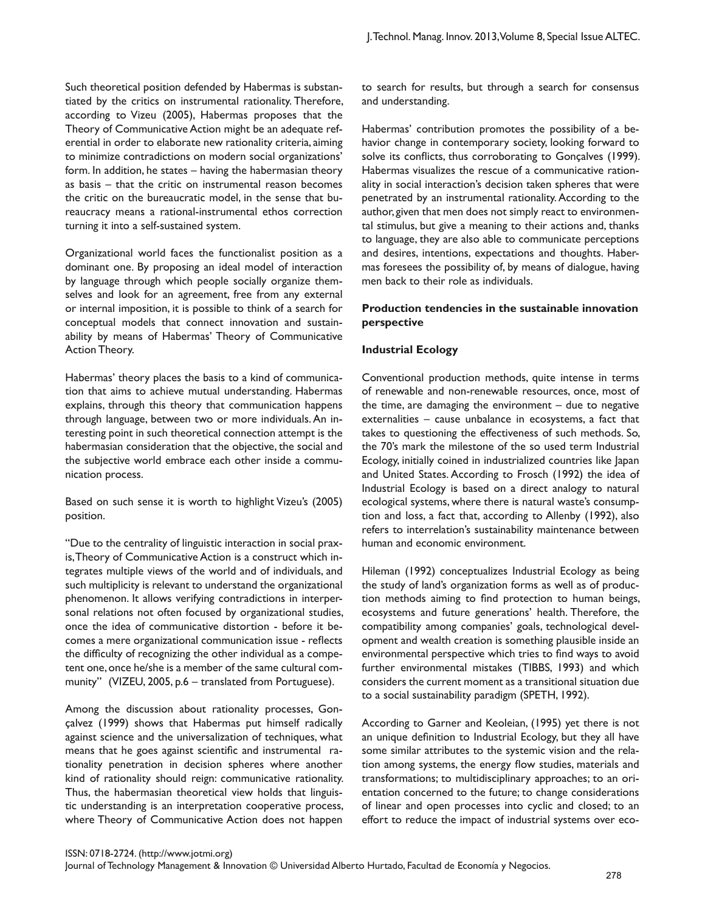Such theoretical position defended by Habermas is substantiated by the critics on instrumental rationality. Therefore, according to Vizeu (2005), Habermas proposes that the Theory of Communicative Action might be an adequate referential in order to elaborate new rationality criteria, aiming to minimize contradictions on modern social organizations' form. In addition, he states – having the habermasian theory as basis – that the critic on instrumental reason becomes the critic on the bureaucratic model, in the sense that bureaucracy means a rational-instrumental ethos correction turning it into a self-sustained system.

Organizational world faces the functionalist position as a dominant one. By proposing an ideal model of interaction by language through which people socially organize themselves and look for an agreement, free from any external or internal imposition, it is possible to think of a search for conceptual models that connect innovation and sustainability by means of Habermas' Theory of Communicative Action Theory.

Habermas' theory places the basis to a kind of communication that aims to achieve mutual understanding. Habermas explains, through this theory that communication happens through language, between two or more individuals. An interesting point in such theoretical connection attempt is the habermasian consideration that the objective, the social and the subjective world embrace each other inside a communication process.

Based on such sense it is worth to highlight Vizeu's (2005) position.

"Due to the centrality of linguistic interaction in social praxis, Theory of Communicative Action is a construct which integrates multiple views of the world and of individuals, and such multiplicity is relevant to understand the organizational phenomenon. It allows verifying contradictions in interpersonal relations not often focused by organizational studies, once the idea of communicative distortion - before it becomes a mere organizational communication issue - reflects the difficulty of recognizing the other individual as a competent one, once he/she is a member of the same cultural community" (VIZEU, 2005, p.6 – translated from Portuguese).

Among the discussion about rationality processes, Gonçalvez (1999) shows that Habermas put himself radically against science and the universalization of techniques, what means that he goes against scientific and instrumental rationality penetration in decision spheres where another kind of rationality should reign: communicative rationality. Thus, the habermasian theoretical view holds that linguistic understanding is an interpretation cooperative process, where Theory of Communicative Action does not happen to search for results, but through a search for consensus and understanding.

Habermas' contribution promotes the possibility of a behavior change in contemporary society, looking forward to solve its conflicts, thus corroborating to Gonçalves (1999). Habermas visualizes the rescue of a communicative rationality in social interaction's decision taken spheres that were penetrated by an instrumental rationality. According to the author, given that men does not simply react to environmental stimulus, but give a meaning to their actions and, thanks to language, they are also able to communicate perceptions and desires, intentions, expectations and thoughts. Habermas foresees the possibility of, by means of dialogue, having men back to their role as individuals.

**Production tendencies in the sustainable innovation perspective**

**Industrial Ecology**

Conventional production methods, quite intense in terms of renewable and non-renewable resources, once, most of the time, are damaging the environment – due to negative externalities – cause unbalance in ecosystems, a fact that takes to questioning the effectiveness of such methods. So, the 70's mark the milestone of the so used term Industrial Ecology, initially coined in industrialized countries like Japan and United States. According to Frosch (1992) the idea of Industrial Ecology is based on a direct analogy to natural ecological systems, where there is natural waste's consumption and loss, a fact that, according to Allenby (1992), also refers to interrelation's sustainability maintenance between human and economic environment.

Hileman (1992) conceptualizes Industrial Ecology as being the study of land's organization forms as well as of production methods aiming to find protection to human beings, ecosystems and future generations' health. Therefore, the compatibility among companies' goals, technological development and wealth creation is something plausible inside an environmental perspective which tries to find ways to avoid further environmental mistakes (TIBBS, 1993) and which considers the current moment as a transitional situation due to a social sustainability paradigm (SPETH, 1992).

According to Garner and Keoleian, (1995) yet there is not an unique definition to Industrial Ecology, but they all have some similar attributes to the systemic vision and the relation among systems, the energy flow studies, materials and transformations; to multidisciplinary approaches; to an orientation concerned to the future; to change considerations of linear and open processes into cyclic and closed; to an effort to reduce the impact of industrial systems over eco-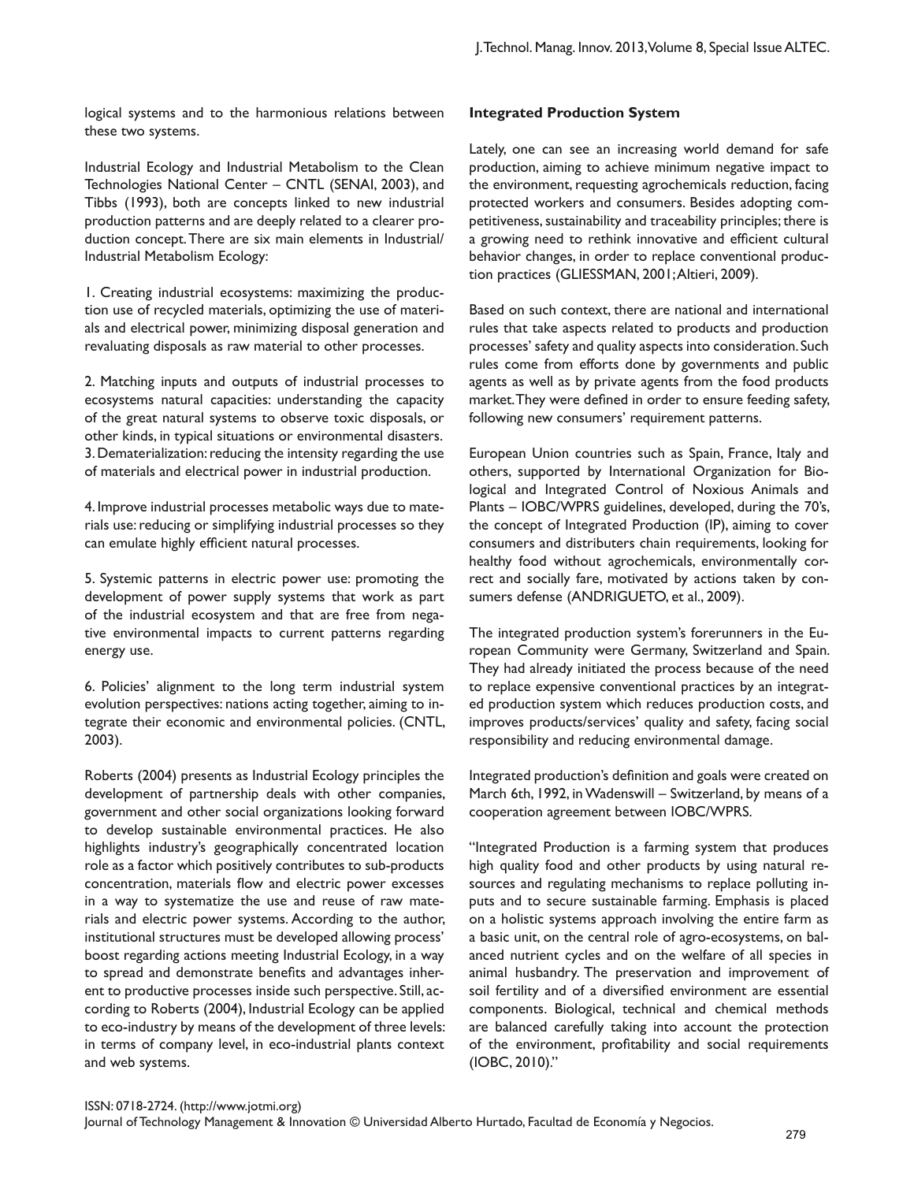logical systems and to the harmonious relations between these two systems.

Industrial Ecology and Industrial Metabolism to the Clean Technologies National Center – CNTL (SENAI, 2003), and Tibbs (1993), both are concepts linked to new industrial production patterns and are deeply related to a clearer production concept. There are six main elements in Industrial/ Industrial Metabolism Ecology:

1. Creating industrial ecosystems: maximizing the production use of recycled materials, optimizing the use of materials and electrical power, minimizing disposal generation and revaluating disposals as raw material to other processes.

2. Matching inputs and outputs of industrial processes to ecosystems natural capacities: understanding the capacity of the great natural systems to observe toxic disposals, or other kinds, in typical situations or environmental disasters.

3. Dematerialization: reducing the intensity regarding the use of materials and electrical power in industrial production.

4. Improve industrial processes metabolic ways due to materials use: reducing or simplifying industrial processes so they can emulate highly efficient natural processes.

5. Systemic patterns in electric power use: promoting the development of power supply systems that work as part of the industrial ecosystem and that are free from negative environmental impacts to current patterns regarding energy use.

6. Policies' alignment to the long term industrial system evolution perspectives: nations acting together, aiming to integrate their economic and environmental policies. (CNTL, 2003).

Roberts (2004) presents as Industrial Ecology principles the development of partnership deals with other companies, government and other social organizations looking forward to develop sustainable environmental practices. He also highlights industry's geographically concentrated location role as a factor which positively contributes to sub-products concentration, materials flow and electric power excesses in a way to systematize the use and reuse of raw materials and electric power systems. According to the author, institutional structures must be developed allowing process' boost regarding actions meeting Industrial Ecology, in a way to spread and demonstrate benefits and advantages inherent to productive processes inside such perspective. Still, according to Roberts (2004), Industrial Ecology can be applied to eco-industry by means of the development of three levels: in terms of company level, in eco-industrial plants context and web systems.

**Integrated Production System**

Lately, one can see an increasing world demand for safe production, aiming to achieve minimum negative impact to the environment, requesting agrochemicals reduction, facing protected workers and consumers. Besides adopting competitiveness, sustainability and traceability principles; there is a growing need to rethink innovative and efficient cultural behavior changes, in order to replace conventional production practices (GLIESSMAN, 2001; Altieri, 2009).

Based on such context, there are national and international rules that take aspects related to products and production processes' safety and quality aspects into consideration. Such rules come from efforts done by governments and public agents as well as by private agents from the food products market. They were defined in order to ensure feeding safety, following new consumers' requirement patterns.

European Union countries such as Spain, France, Italy and others, supported by International Organization for Biological and Integrated Control of Noxious Animals and Plants – IOBC/WPRS guidelines, developed, during the 70's, the concept of Integrated Production (IP), aiming to cover consumers and distributers chain requirements, looking for healthy food without agrochemicals, environmentally correct and socially fare, motivated by actions taken by consumers defense (ANDRIGUETO, et al., 2009).

The integrated production system's forerunners in the European Community were Germany, Switzerland and Spain. They had already initiated the process because of the need to replace expensive conventional practices by an integrated production system which reduces production costs, and improves products/services' quality and safety, facing social responsibility and reducing environmental damage.

Integrated production's definition and goals were created on March 6th, 1992, in Wadenswill – Switzerland, by means of a cooperation agreement between IOBC/WPRS.

"Integrated Production is a farming system that produces high quality food and other products by using natural resources and regulating mechanisms to replace polluting inputs and to secure sustainable farming. Emphasis is placed on a holistic systems approach involving the entire farm as a basic unit, on the central role of agro-ecosystems, on balanced nutrient cycles and on the welfare of all species in animal husbandry. The preservation and improvement of soil fertility and of a diversified environment are essential components. Biological, technical and chemical methods are balanced carefully taking into account the protection of the environment, profitability and social requirements (IOBC, 2010)."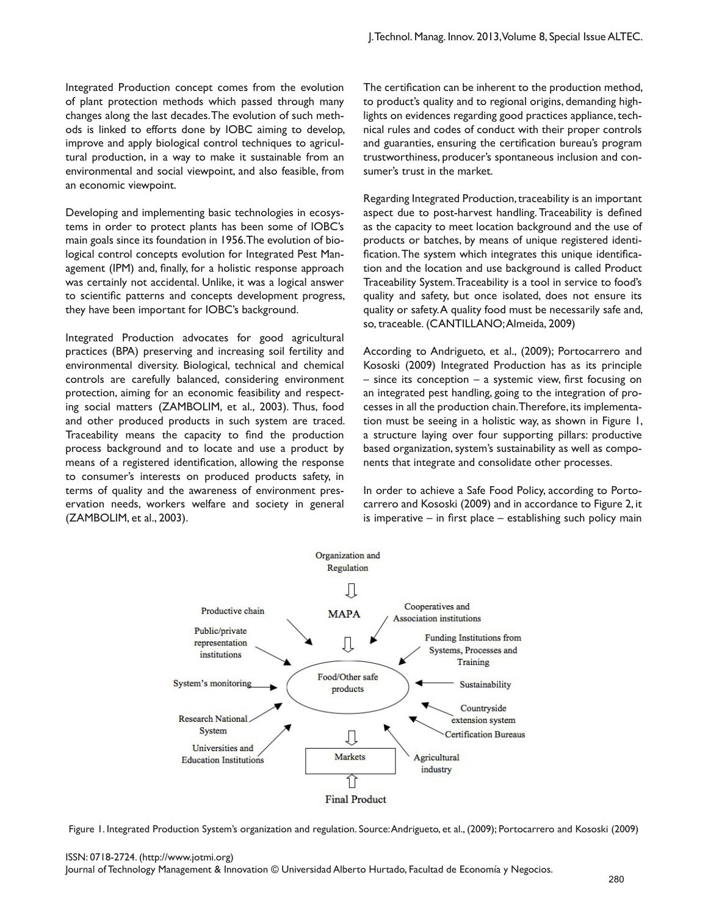Integrated Production concept comes from the evolution of plant protection methods which passed through many changes along the last decades. The evolution of such methods is linked to efforts done by IOBC aiming to develop, improve and apply biological control techniques to agricultural production, in a way to make it sustainable from an environmental and social viewpoint, and also feasible, from an economic viewpoint.

Developing and implementing basic technologies in ecosystems in order to protect plants has been some of IOBC's main goals since its foundation in 1956. The evolution of biological control concepts evolution for Integrated Pest Management (IPM) and, finally, for a holistic response approach was certainly not accidental. Unlike, it was a logical answer to scientific patterns and concepts development progress, they have been important for IOBC's background.

Integrated Production advocates for good agricultural practices (BPA) preserving and increasing soil fertility and environmental diversity. Biological, technical and chemical controls are carefully balanced, considering environment protection, aiming for an economic feasibility and respecting social matters (ZAMBOLIM, et al., 2003). Thus, food and other produced products in such system are traced. Traceability means the capacity to find the production process background and to locate and use a product by means of a registered identification, allowing the response to consumer's interests on produced products safety, in terms of quality and the awareness of environment preservation needs, workers welfare and society in general (ZAMBOLIM, et al., 2003).

The certification can be inherent to the production method, to product's quality and to regional origins, demanding highlights on evidences regarding good practices appliance, technical rules and codes of conduct with their proper controls and guaranties, ensuring the certification bureau's program trustworthiness, producer's spontaneous inclusion and consumer's trust in the market.

Regarding Integrated Production, traceability is an important aspect due to post-harvest handling. Traceability is defined as the capacity to meet location background and the use of products or batches, by means of unique registered identification. The system which integrates this unique identification and the location and use background is called Product Traceability System. Traceability is a tool in service to food's quality and safety, but once isolated, does not ensure its quality or safety. A quality food must be necessarily safe and, so, traceable. (CANTILLANO; Almeida, 2009)

According to Andrigueto, et al., (2009); Portocarrero and Kososki (2009) Integrated Production has as its principle – since its conception – a systemic view, first focusing on an integrated pest handling, going to the integration of processes in all the production chain. Therefore, its implementation must be seeing in a holistic way, as shown in Figure 1, a structure laying over four supporting pillars: productive based organization, system's sustainability as well as components that integrate and consolidate other processes.

In order to achieve a Safe Food Policy, according to Portocarrero and Kososki (2009) and in accordance to Figure 2, it is imperative – in first place – establishing such policy main

Organization and Regulation → MAPA → Food/Other safe products → Markets ← Final Product

Inputs to Food/Other safe products: Productive chain; Public/private representation institutions; System's monitoring; Research National System; Universities and Education Institutions; Cooperatives and Association institutions; Funding Institutions from Systems, Processes and Training; Sustainability; Countryside extension system; Certification Bureaus; Agricultural industry

Figure 1. Integrated Production System's organization and regulation. Source: Andrigueto, et al., (2009); Portocarrero and Kososki (2009)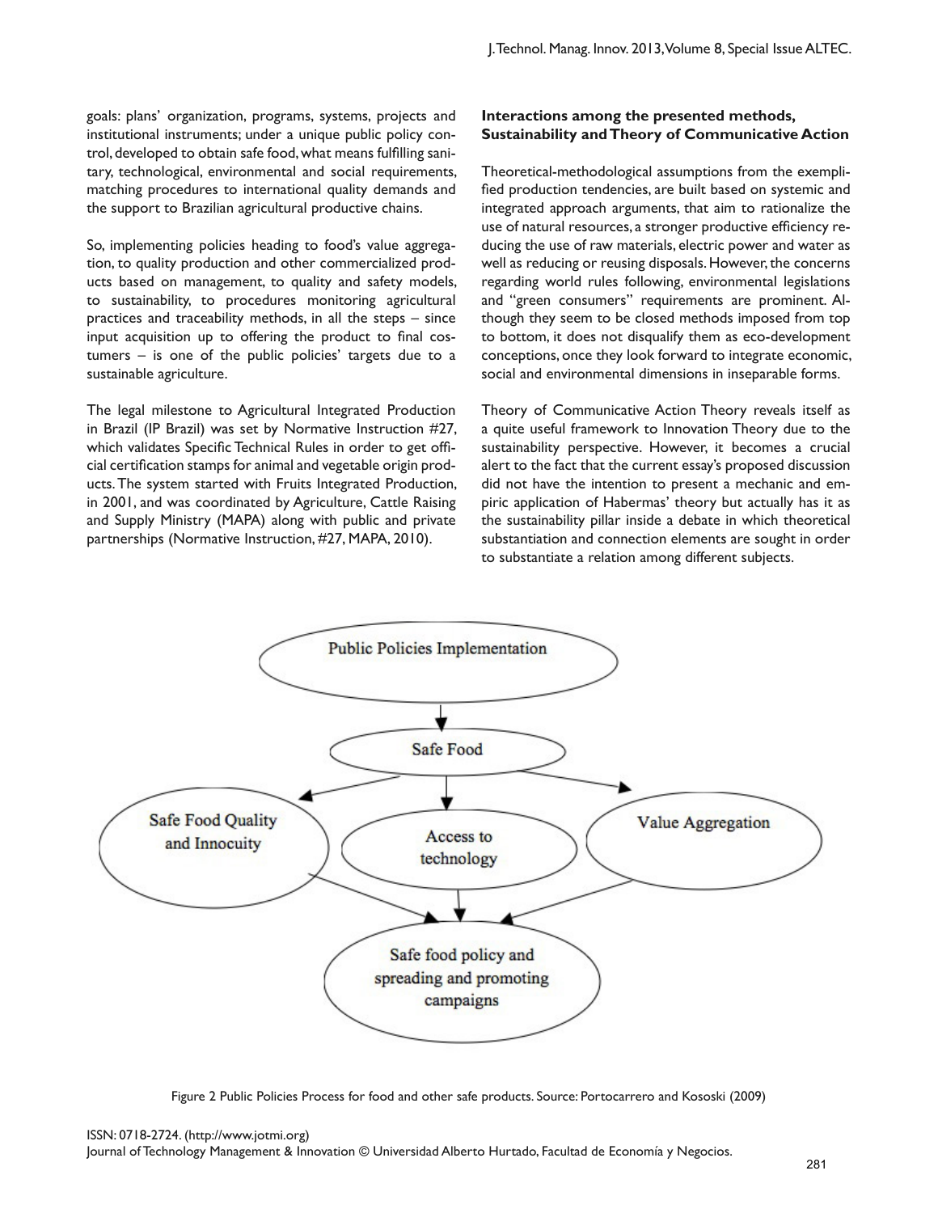goals: plans' organization, programs, systems, projects and institutional instruments; under a unique public policy control, developed to obtain safe food, what means fulfilling sanitary, technological, environmental and social requirements, matching procedures to international quality demands and the support to Brazilian agricultural productive chains.

So, implementing policies heading to food's value aggregation, to quality production and other commercialized products based on management, to quality and safety models, to sustainability, to procedures monitoring agricultural practices and traceability methods, in all the steps – since input acquisition up to offering the product to final costumers – is one of the public policies' targets due to a sustainable agriculture.

The legal milestone to Agricultural Integrated Production in Brazil (IP Brazil) was set by Normative Instruction #27, which validates Specific Technical Rules in order to get official certification stamps for animal and vegetable origin products. The system started with Fruits Integrated Production, in 2001, and was coordinated by Agriculture, Cattle Raising and Supply Ministry (MAPA) along with public and private partnerships (Normative Instruction, #27, MAPA, 2010).

**Interactions among the presented methods, Sustainability and Theory of Communicative Action**

Theoretical-methodological assumptions from the exemplified production tendencies, are built based on systemic and integrated approach arguments, that aim to rationalize the use of natural resources, a stronger productive efficiency reducing the use of raw materials, electric power and water as well as reducing or reusing disposals. However, the concerns regarding world rules following, environmental legislations and "green consumers" requirements are prominent. Although they seem to be closed methods imposed from top to bottom, it does not disqualify them as eco-development conceptions, once they look forward to integrate economic, social and environmental dimensions in inseparable forms.

Theory of Communicative Action Theory reveals itself as a quite useful framework to Innovation Theory due to the sustainability perspective. However, it becomes a crucial alert to the fact that the current essay's proposed discussion did not have the intention to present a mechanic and empiric application of Habermas' theory but actually has it as the sustainability pillar inside a debate in which theoretical substantiation and connection elements are sought in order to substantiate a relation among different subjects.

Public Policies Implementation

Safe Food

Safe Food Quality and Innocuity

Access to technology

Value Aggregation

Safe food policy and spreading and promoting campaigns

Figure 2 Public Policies Process for food and other safe products. Source: Portocarrero and Kososki (2009)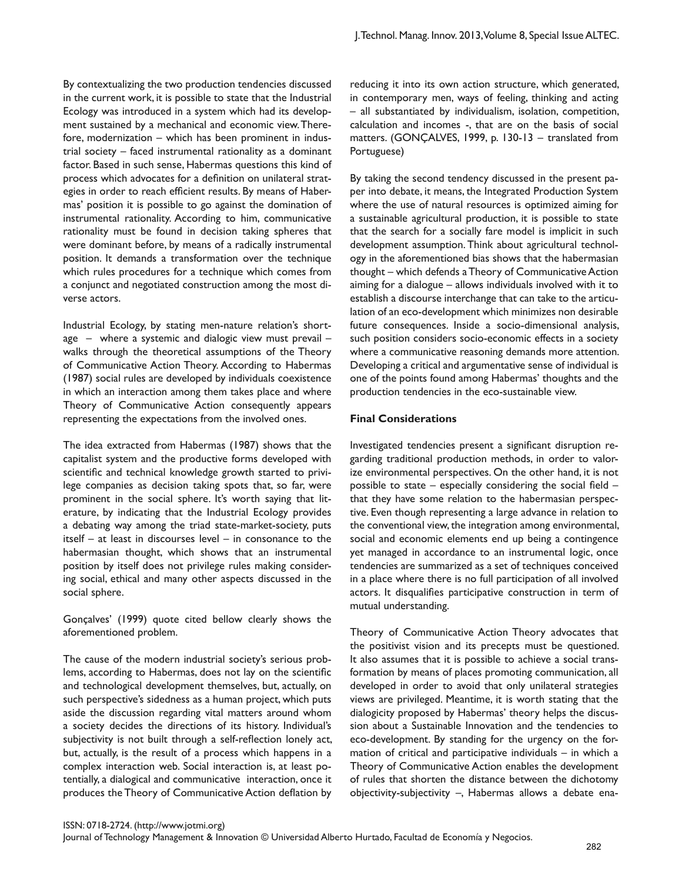By contextualizing the two production tendencies discussed in the current work, it is possible to state that the Industrial Ecology was introduced in a system which had its development sustained by a mechanical and economic view. Therefore, modernization – which has been prominent in industrial society – faced instrumental rationality as a dominant factor. Based in such sense, Habermas questions this kind of process which advocates for a definition on unilateral strategies in order to reach efficient results. By means of Habermas' position it is possible to go against the domination of instrumental rationality. According to him, communicative rationality must be found in decision taking spheres that were dominant before, by means of a radically instrumental position. It demands a transformation over the technique which rules procedures for a technique which comes from a conjunct and negotiated construction among the most diverse actors.

Industrial Ecology, by stating men-nature relation's shortage – where a systemic and dialogic view must prevail – walks through the theoretical assumptions of the Theory of Communicative Action Theory. According to Habermas (1987) social rules are developed by individuals coexistence in which an interaction among them takes place and where Theory of Communicative Action consequently appears representing the expectations from the involved ones.

The idea extracted from Habermas (1987) shows that the capitalist system and the productive forms developed with scientific and technical knowledge growth started to privilege companies as decision taking spots that, so far, were prominent in the social sphere. It's worth saying that literature, by indicating that the Industrial Ecology provides a debating way among the triad state-market-society, puts itself – at least in discourses level – in consonance to the habermasian thought, which shows that an instrumental position by itself does not privilege rules making considering social, ethical and many other aspects discussed in the social sphere.

Gonçalves' (1999) quote cited bellow clearly shows the aforementioned problem.

The cause of the modern industrial society's serious problems, according to Habermas, does not lay on the scientific and technological development themselves, but, actually, on such perspective's sidedness as a human project, which puts aside the discussion regarding vital matters around whom a society decides the directions of its history. Individual's subjectivity is not built through a self-reflection lonely act, but, actually, is the result of a process which happens in a complex interaction web. Social interaction is, at least potentially, a dialogical and communicative interaction, once it produces the Theory of Communicative Action deflation by reducing it into its own action structure, which generated, in contemporary men, ways of feeling, thinking and acting – all substantiated by individualism, isolation, competition, calculation and incomes -, that are on the basis of social matters. (GONÇALVES, 1999, p. 130-13 – translated from Portuguese)

By taking the second tendency discussed in the present paper into debate, it means, the Integrated Production System where the use of natural resources is optimized aiming for a sustainable agricultural production, it is possible to state that the search for a socially fare model is implicit in such development assumption. Think about agricultural technology in the aforementioned bias shows that the habermasian thought – which defends a Theory of Communicative Action aiming for a dialogue – allows individuals involved with it to establish a discourse interchange that can take to the articulation of an eco-development which minimizes non desirable future consequences. Inside a socio-dimensional analysis, such position considers socio-economic effects in a society where a communicative reasoning demands more attention. Developing a critical and argumentative sense of individual is one of the points found among Habermas' thoughts and the production tendencies in the eco-sustainable view.

### Final Considerations

Investigated tendencies present a significant disruption regarding traditional production methods, in order to valorize environmental perspectives. On the other hand, it is not possible to state – especially considering the social field – that they have some relation to the habermasian perspective. Even though representing a large advance in relation to the conventional view, the integration among environmental, social and economic elements end up being a contingence yet managed in accordance to an instrumental logic, once tendencies are summarized as a set of techniques conceived in a place where there is no full participation of all involved actors. It disqualifies participative construction in term of mutual understanding.

Theory of Communicative Action Theory advocates that the positivist vision and its precepts must be questioned. It also assumes that it is possible to achieve a social transformation by means of places promoting communication, all developed in order to avoid that only unilateral strategies views are privileged. Meantime, it is worth stating that the dialogicity proposed by Habermas' theory helps the discussion about a Sustainable Innovation and the tendencies to eco-development. By standing for the urgency on the formation of critical and participative individuals – in which a Theory of Communicative Action enables the development of rules that shorten the distance between the dichotomy objectivity-subjectivity –, Habermas allows a debate ena-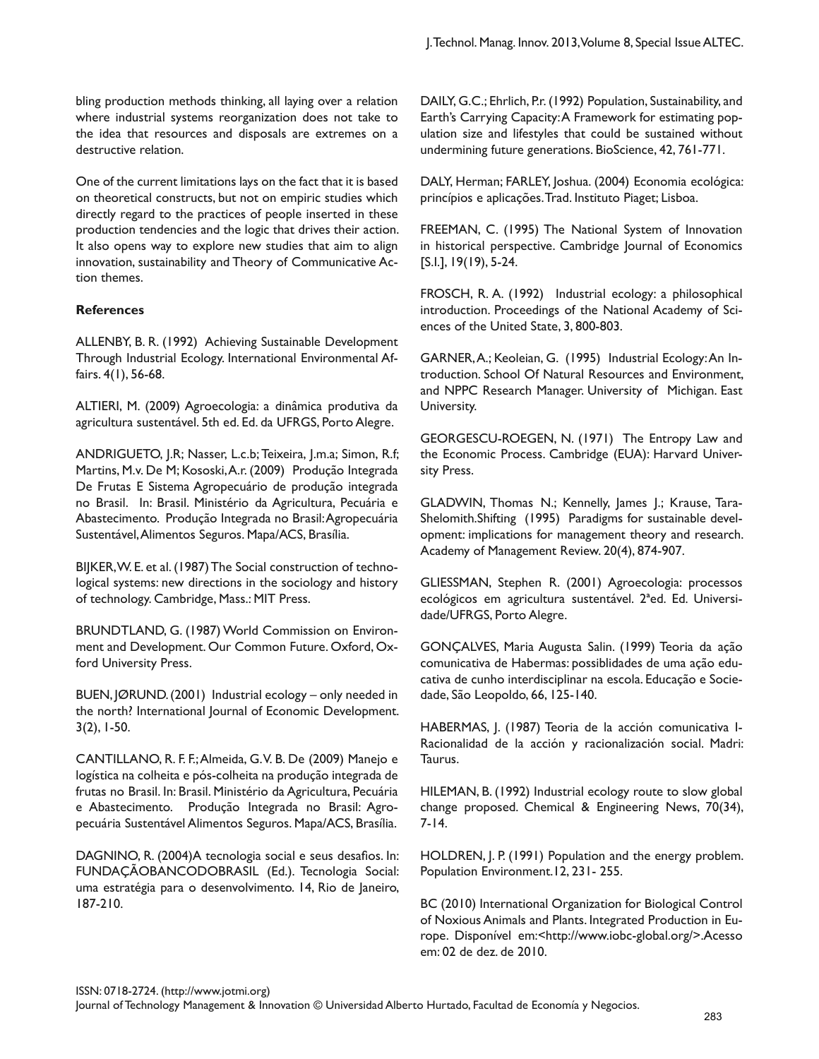bling production methods thinking, all laying over a relation where industrial systems reorganization does not take to the idea that resources and disposals are extremes on a destructive relation.

One of the current limitations lays on the fact that it is based on theoretical constructs, but not on empiric studies which directly regard to the practices of people inserted in these production tendencies and the logic that drives their action. It also opens way to explore new studies that aim to align innovation, sustainability and Theory of Communicative Action themes.

**References**

ALLENBY, B. R. (1992) Achieving Sustainable Development Through Industrial Ecology. International Environmental Affairs. 4(1), 56-68.

ALTIERI, M. (2009) Agroecologia: a dinâmica produtiva da agricultura sustentável. 5th ed. Ed. da UFRGS, Porto Alegre.

ANDRIGUETO, J.R; Nasser, L.c.b; Teixeira, J.m.a; Simon, R.f; Martins, M.v. De M; Kososki, A.r. (2009) Produção Integrada De Frutas E Sistema Agropecuário de produção integrada no Brasil. In: Brasil. Ministério da Agricultura, Pecuária e Abastecimento. Produção Integrada no Brasil: Agropecuária Sustentável, Alimentos Seguros. Mapa/ACS, Brasília.

BIJKER, W. E. et al. (1987) The Social construction of technological systems: new directions in the sociology and history of technology. Cambridge, Mass.: MIT Press.

BRUNDTLAND, G. (1987) World Commission on Environment and Development. Our Common Future. Oxford, Oxford University Press.

BUEN, JØRUND. (2001) Industrial ecology – only needed in the north? International Journal of Economic Development. 3(2), 1-50.

CANTILLANO, R. F. F.; Almeida, G. V. B. De (2009) Manejo e logística na colheita e pós-colheita na produção integrada de frutas no Brasil. In: Brasil. Ministério da Agricultura, Pecuária e Abastecimento. Produção Integrada no Brasil: Agropecuária Sustentável Alimentos Seguros. Mapa/ACS, Brasília.

DAGNINO, R. (2004)A tecnologia social e seus desafios. In: FUNDAÇÃOBANCODOBRASIL (Ed.). Tecnologia Social: uma estratégia para o desenvolvimento. 14, Rio de Janeiro, 187-210.

DAILY, G.C.; Ehrlich, P.r. (1992) Population, Sustainability, and Earth's Carrying Capacity: A Framework for estimating population size and lifestyles that could be sustained without undermining future generations. BioScience, 42, 761-771.

DALY, Herman; FARLEY, Joshua. (2004) Economia ecológica: princípios e aplicações. Trad. Instituto Piaget; Lisboa.

FREEMAN, C. (1995) The National System of Innovation in historical perspective. Cambridge Journal of Economics [S.l.], 19(19), 5-24.

FROSCH, R. A. (1992) Industrial ecology: a philosophical introduction. Proceedings of the National Academy of Sciences of the United State, 3, 800-803.

GARNER, A.; Keoleian, G. (1995) Industrial Ecology: An Introduction. School Of Natural Resources and Environment, and NPPC Research Manager. University of Michigan. East University.

GEORGESCU-ROEGEN, N. (1971) The Entropy Law and the Economic Process. Cambridge (EUA): Harvard University Press.

GLADWIN, Thomas N.; Kennelly, James J.; Krause, Tara-Shelomith.Shifting (1995) Paradigms for sustainable development: implications for management theory and research. Academy of Management Review. 20(4), 874-907.

GLIESSMAN, Stephen R. (2001) Agroecologia: processos ecológicos em agricultura sustentável. 2ªed. Ed. Universidade/UFRGS, Porto Alegre.

GONÇALVES, Maria Augusta Salin. (1999) Teoria da ação comunicativa de Habermas: possiblidades de uma ação educativa de cunho interdisciplinar na escola. Educação e Sociedade, São Leopoldo, 66, 125-140.

HABERMAS, J. (1987) Teoria de la acción comunicativa I- Racionalidad de la acción y racionalización social. Madri: Taurus.

HILEMAN, B. (1992) Industrial ecology route to slow global change proposed. Chemical & Engineering News, 70(34), 7-14.

HOLDREN, J. P. (1991) Population and the energy problem. Population Environment.12, 231- 255.

BC (2010) International Organization for Biological Control of Noxious Animals and Plants. Integrated Production in Europe. Disponível em:<http://www.iobc-global.org/>.Acesso em: 02 de dez. de 2010.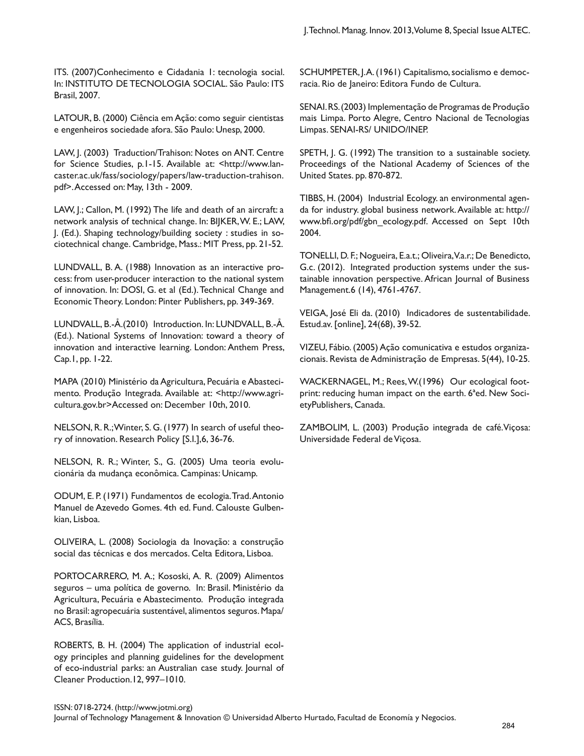ITS. (2007)Conhecimento e Cidadania 1: tecnologia social. In: INSTITUTO DE TECNOLOGIA SOCIAL. São Paulo: ITS Brasil, 2007.

LATOUR, B. (2000) Ciência em Ação: como seguir cientistas e engenheiros sociedade afora. São Paulo: Unesp, 2000.

LAW, J. (2003) Traduction/Trahison: Notes on ANT. Centre for Science Studies, p.1-15. Available at: <http://www.lancaster.ac.uk/fass/sociology/papers/law-traduction-trahison.pdf>. Accessed on: May, 13th - 2009.

LAW, J.; Callon, M. (1992) The life and death of an aircraft: a network analysis of technical change. In: BIJKER, W. E.; LAW, J. (Ed.). Shaping technology/building society : studies in sociotechnical change. Cambridge, Mass.: MIT Press, pp. 21-52.

LUNDVALL, B. A. (1988) Innovation as an interactive process: from user-producer interaction to the national system of innovation. In: DOSI, G. et al (Ed.). Technical Change and Economic Theory. London: Pinter Publishers, pp. 349-369.

LUNDVALL, B.-Å.(2010) Introduction. In: LUNDVALL, B.-Å. (Ed.). National Systems of Innovation: toward a theory of innovation and interactive learning. London: Anthem Press, Cap.1, pp. 1-22.

MAPA (2010) Ministério da Agricultura, Pecuária e Abastecimento. Produção Integrada. Available at: <http://www.agricultura.gov.br>Accessed on: December 10th, 2010.

NELSON, R. R.; Winter, S. G. (1977) In search of useful theory of innovation. Research Policy [S.l.],6, 36-76.

NELSON, R. R.; Winter, S., G. (2005) Uma teoria evolucionária da mudança econômica. Campinas: Unicamp.

ODUM, E. P. (1971) Fundamentos de ecologia. Trad. Antonio Manuel de Azevedo Gomes. 4th ed. Fund. Calouste Gulbenkian, Lisboa.

OLIVEIRA, L. (2008) Sociologia da Inovação: a construção social das técnicas e dos mercados. Celta Editora, Lisboa.

PORTOCARRERO, M. A.; Kososki, A. R. (2009) Alimentos seguros – uma política de governo. In: Brasil. Ministério da Agricultura, Pecuária e Abastecimento. Produção integrada no Brasil: agropecuária sustentável, alimentos seguros. Mapa/ACS, Brasília.

ROBERTS, B. H. (2004) The application of industrial ecology principles and planning guidelines for the development of eco-industrial parks: an Australian case study. Journal of Cleaner Production.12, 997–1010.

SCHUMPETER, J.A. (1961) Capitalismo, socialismo e democracia. Rio de Janeiro: Editora Fundo de Cultura.

SENAI. RS. (2003) Implementação de Programas de Produção mais Limpa. Porto Alegre, Centro Nacional de Tecnologias Limpas. SENAI-RS/ UNIDO/INEP.

SPETH, J. G. (1992) The transition to a sustainable society. Proceedings of the National Academy of Sciences of the United States. pp. 870-872.

TIBBS, H. (2004) Industrial Ecology. an environmental agenda for industry. global business network. Available at: http://www.bfi.org/pdf/gbn_ecology.pdf. Accessed on Sept 10th 2004.

TONELLI, D. F.; Nogueira, E.a.t.; Oliveira, V.a.r.; De Benedicto, G.c. (2012). Integrated production systems under the sustainable innovation perspective. African Journal of Business Management.6 (14), 4761-4767.

VEIGA, José Eli da. (2010) Indicadores de sustentabilidade. Estud.av. [online], 24(68), 39-52.

VIZEU, Fábio. (2005) Ação comunicativa e estudos organizacionais. Revista de Administração de Empresas. 5(44), 10-25.

WACKERNAGEL, M.; Rees, W.(1996) Our ecological footprint: reducing human impact on the earth. 6ªed. New SocietyPublishers, Canada.

ZAMBOLIM, L. (2003) Produção integrada de café. Viçosa: Universidade Federal de Viçosa.